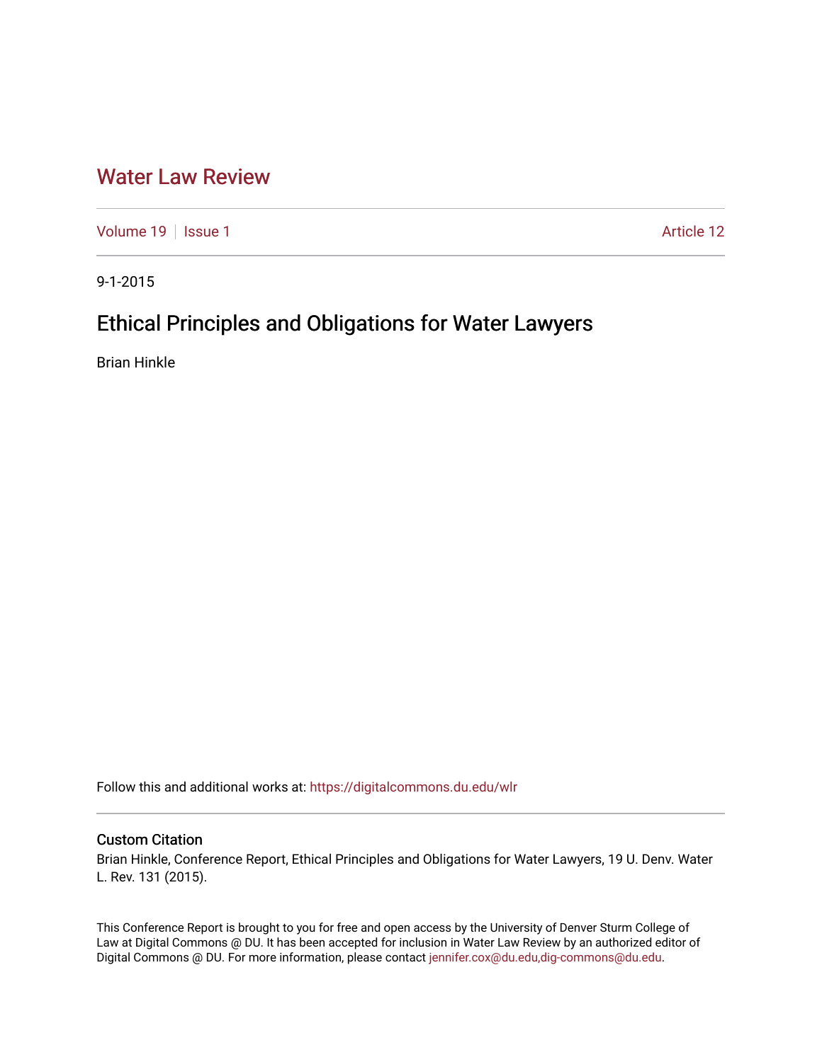# Water Law Review

Volume 19 | Issue 1 | Article 12

9-1-2015

## Ethical Principles and Obligations for Water Lawyers

Brian Hinkle

Follow this and additional works at: https://digitalcommons.du.edu/wlr

### Custom Citation

Brian Hinkle, Conference Report, Ethical Principles and Obligations for Water Lawyers, 19 U. Denv. Water L. Rev. 131 (2015).

This Conference Report is brought to you for free and open access by the University of Denver Sturm College of Law at Digital Commons @ DU. It has been accepted for inclusion in Water Law Review by an authorized editor of Digital Commons @ DU. For more information, please contact jennifer.cox@du.edu,dig-commons@du.edu.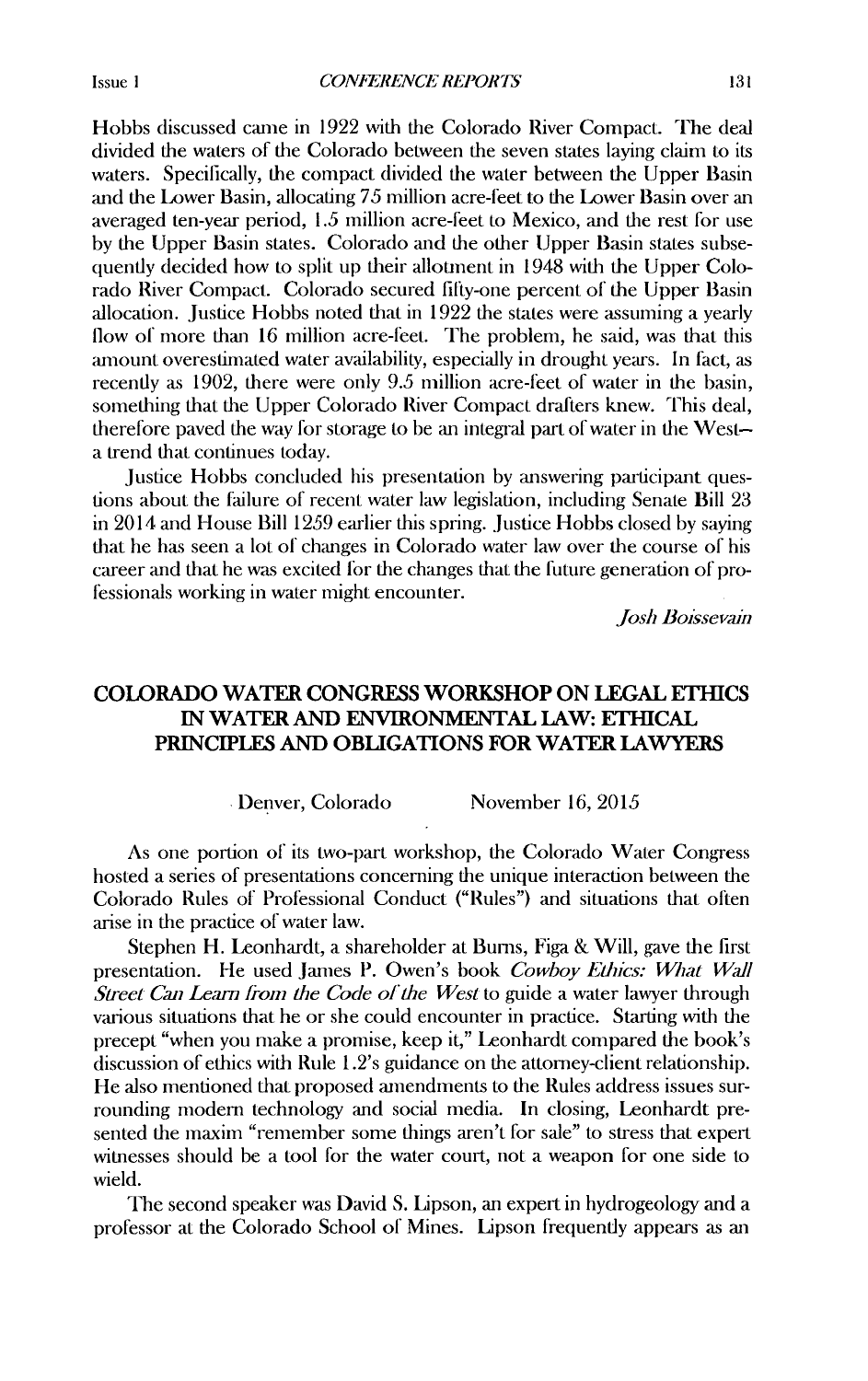Hobbs discussed came in 1922 with the Colorado River Compact. The deal divided the waters of the Colorado between the seven states laying claim to its waters. Specifically, the compact divided the water between the Upper Basin and the Lower Basin, allocating 75 million acre-feet to the Lower Basin over an averaged ten-year period, 1.5 million acre-feet to Mexico, and the rest for use by the Upper Basin states. Colorado and the other Upper Basin states subsequently decided how to split up their allotment in 1948 with the Upper Colorado River Compact. Colorado secured fifty-one percent of the Upper Basin allocation. Justice Hobbs noted that in 1922 the states were assuming a yearly flow of more than 16 million acre-feet. The problem, he said, was that this amount overestimated water availability, especially in drought years. In fact, as recently as 1902, there were only 9.5 million acre-feet of water in the basin, something that the Upper Colorado River Compact drafters knew. This deal, therefore paved the way for storage to be an integral part of water in the West—a trend that continues today.

Justice Hobbs concluded his presentation by answering participant questions about the failure of recent water law legislation, including Senate Bill 23 in 2014 and House Bill 1259 earlier this spring. Justice Hobbs closed by saying that he has seen a lot of changes in Colorado water law over the course of his career and that he was excited for the changes that the future generation of professionals working in water might encounter.

*Josh Boissevain*

## COLORADO WATER CONGRESS WORKSHOP ON LEGAL ETHICS IN WATER AND ENVIRONMENTAL LAW: ETHICAL PRINCIPLES AND OBLIGATIONS FOR WATER LAWYERS

Denver, Colorado November 16, 2015

As one portion of its two-part workshop, the Colorado Water Congress hosted a series of presentations concerning the unique interaction between the Colorado Rules of Professional Conduct ("Rules") and situations that often arise in the practice of water law.

Stephen H. Leonhardt, a shareholder at Burns, Figa & Will, gave the first presentation. He used James P. Owen's book *Cowboy Ethics: What Wall Street Can Learn from the Code of the West* to guide a water lawyer through various situations that he or she could encounter in practice. Starting with the precept "when you make a promise, keep it," Leonhardt compared the book's discussion of ethics with Rule 1.2's guidance on the attorney-client relationship. He also mentioned that proposed amendments to the Rules address issues surrounding modern technology and social media. In closing, Leonhardt presented the maxim "remember some things aren't for sale" to stress that expert witnesses should be a tool for the water court, not a weapon for one side to wield.

The second speaker was David S. Lipson, an expert in hydrogeology and a professor at the Colorado School of Mines. Lipson frequently appears as an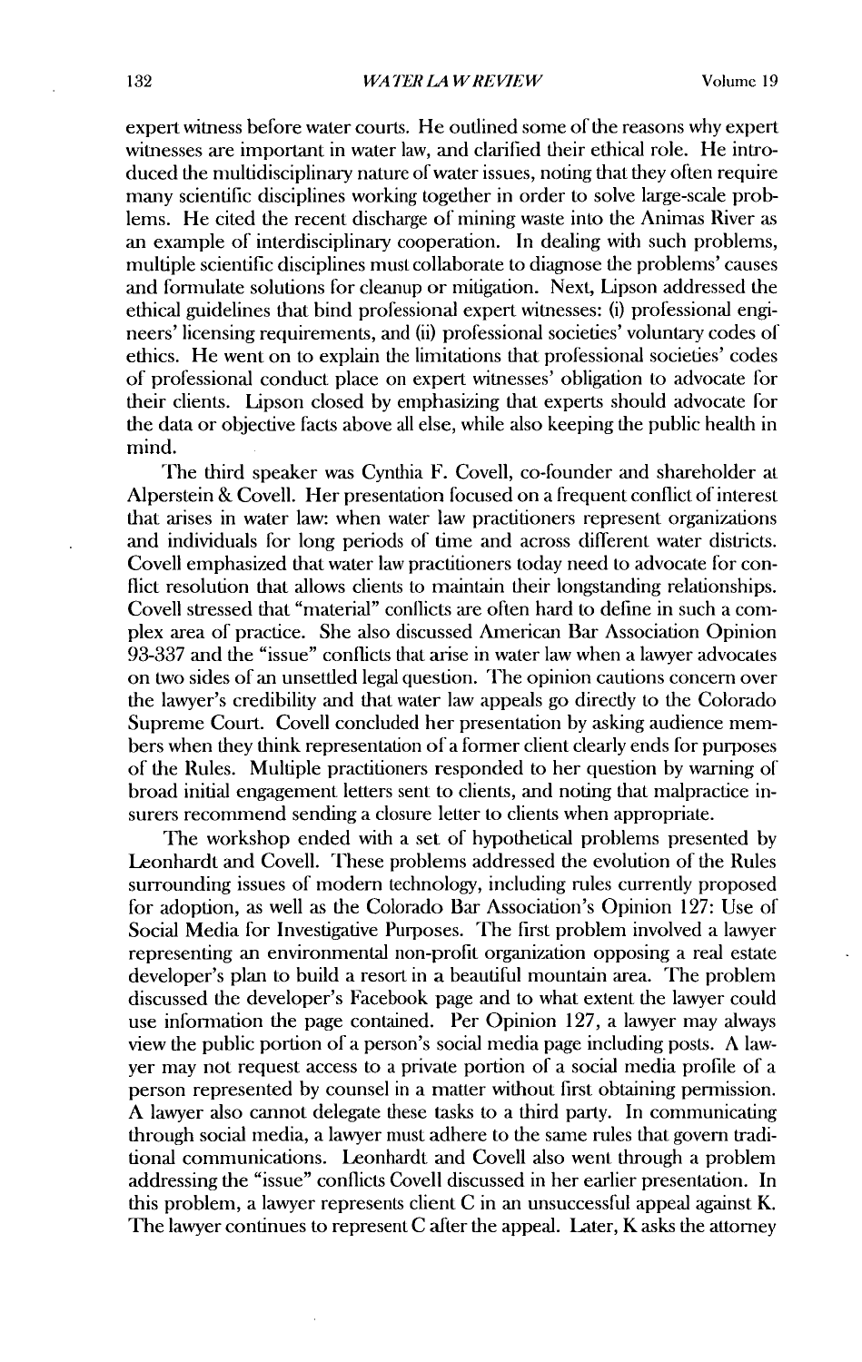expert witness before water courts. He outlined some of the reasons why expert witnesses are important in water law, and clarified their ethical role. He introduced the multidisciplinary nature of water issues, noting that they often require many scientific disciplines working together in order to solve large-scale problems. He cited the recent discharge of mining waste into the Animas River as an example of interdisciplinary cooperation. In dealing with such problems, multiple scientific disciplines must collaborate to diagnose the problems' causes and formulate solutions for cleanup or mitigation. Next, Lipson addressed the ethical guidelines that bind professional expert witnesses: (i) professional engineers' licensing requirements, and (ii) professional societies' voluntary codes of ethics. He went on to explain the limitations that professional societies' codes of professional conduct place on expert witnesses' obligation to advocate for their clients. Lipson closed by emphasizing that experts should advocate for the data or objective facts above all else, while also keeping the public health in mind.

The third speaker was Cynthia F. Covell, co-founder and shareholder at Alperstein & Covell. Her presentation focused on a frequent conflict of interest that arises in water law: when water law practitioners represent organizations and individuals for long periods of time and across different water districts. Covell emphasized that water law practitioners today need to advocate for conflict resolution that allows clients to maintain their longstanding relationships. Covell stressed that "material" conflicts are often hard to define in such a complex area of practice. She also discussed American Bar Association Opinion 93-337 and the "issue" conflicts that arise in water law when a lawyer advocates on two sides of an unsettled legal question. The opinion cautions concern over the lawyer's credibility and that water law appeals go directly to the Colorado Supreme Court. Covell concluded her presentation by asking audience members when they think representation of a former client clearly ends for purposes of the Rules. Multiple practitioners responded to her question by warning of broad initial engagement letters sent to clients, and noting that malpractice insurers recommend sending a closure letter to clients when appropriate.

The workshop ended with a set of hypothetical problems presented by Leonhardt and Covell. These problems addressed the evolution of the Rules surrounding issues of modern technology, including rules currently proposed for adoption, as well as the Colorado Bar Association's Opinion 127: Use of Social Media for Investigative Purposes. The first problem involved a lawyer representing an environmental non-profit organization opposing a real estate developer's plan to build a resort in a beautiful mountain area. The problem discussed the developer's Facebook page and to what extent the lawyer could use information the page contained. Per Opinion 127, a lawyer may always view the public portion of a person's social media page including posts. A lawyer may not request access to a private portion of a social media profile of a person represented by counsel in a matter without first obtaining permission. A lawyer also cannot delegate these tasks to a third party. In communicating through social media, a lawyer must adhere to the same rules that govern traditional communications. Leonhardt and Covell also went through a problem addressing the "issue" conflicts Covell discussed in her earlier presentation. In this problem, a lawyer represents client C in an unsuccessful appeal against K. The lawyer continues to represent C after the appeal. Later, K asks the attorney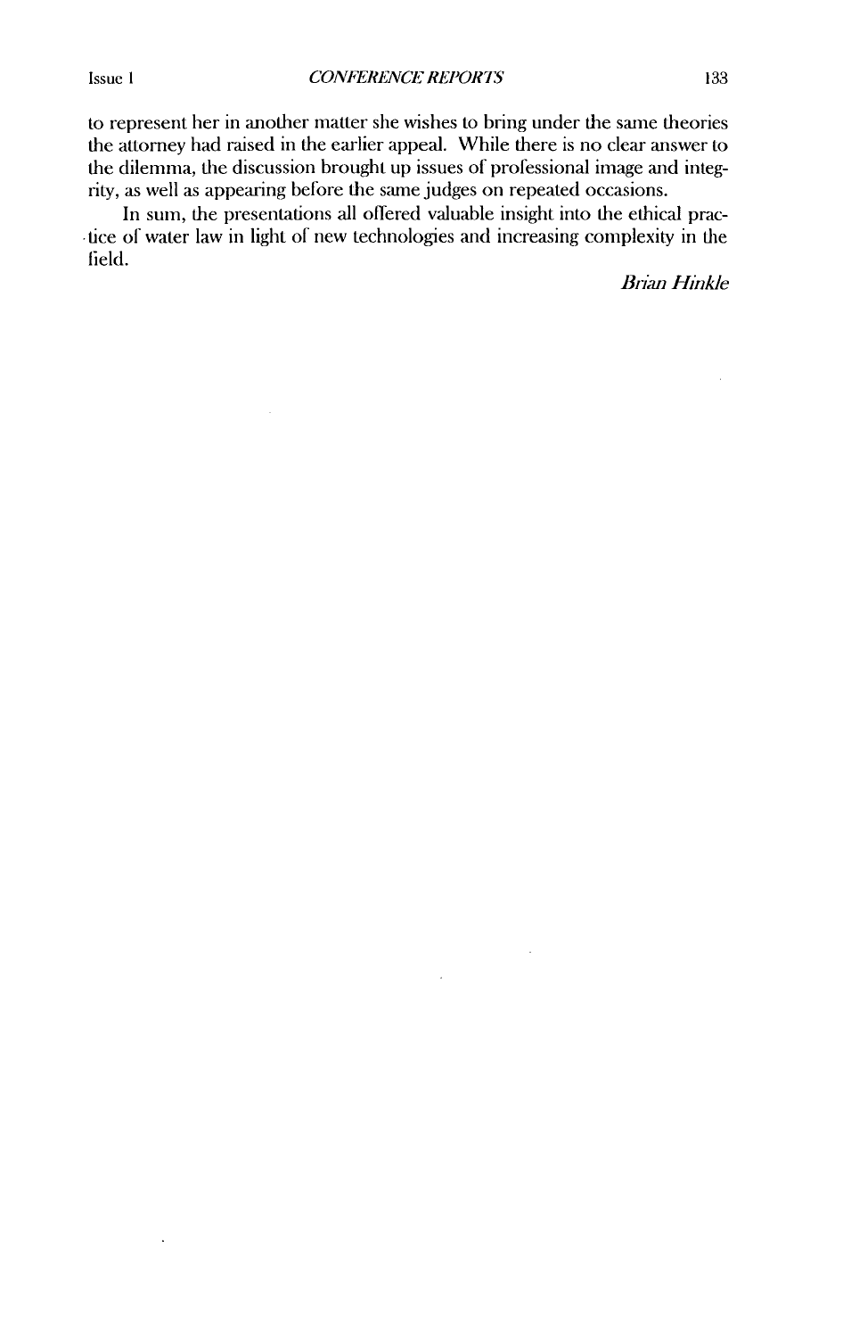to represent her in another matter she wishes to bring under the same theories the attorney had raised in the earlier appeal. While there is no clear answer to the dilemma, the discussion brought up issues of professional image and integrity, as well as appearing before the same judges on repeated occasions.

In sum, the presentations all offered valuable insight into the ethical practice of water law in light of new technologies and increasing complexity in the field.

*Brian Hinkle*